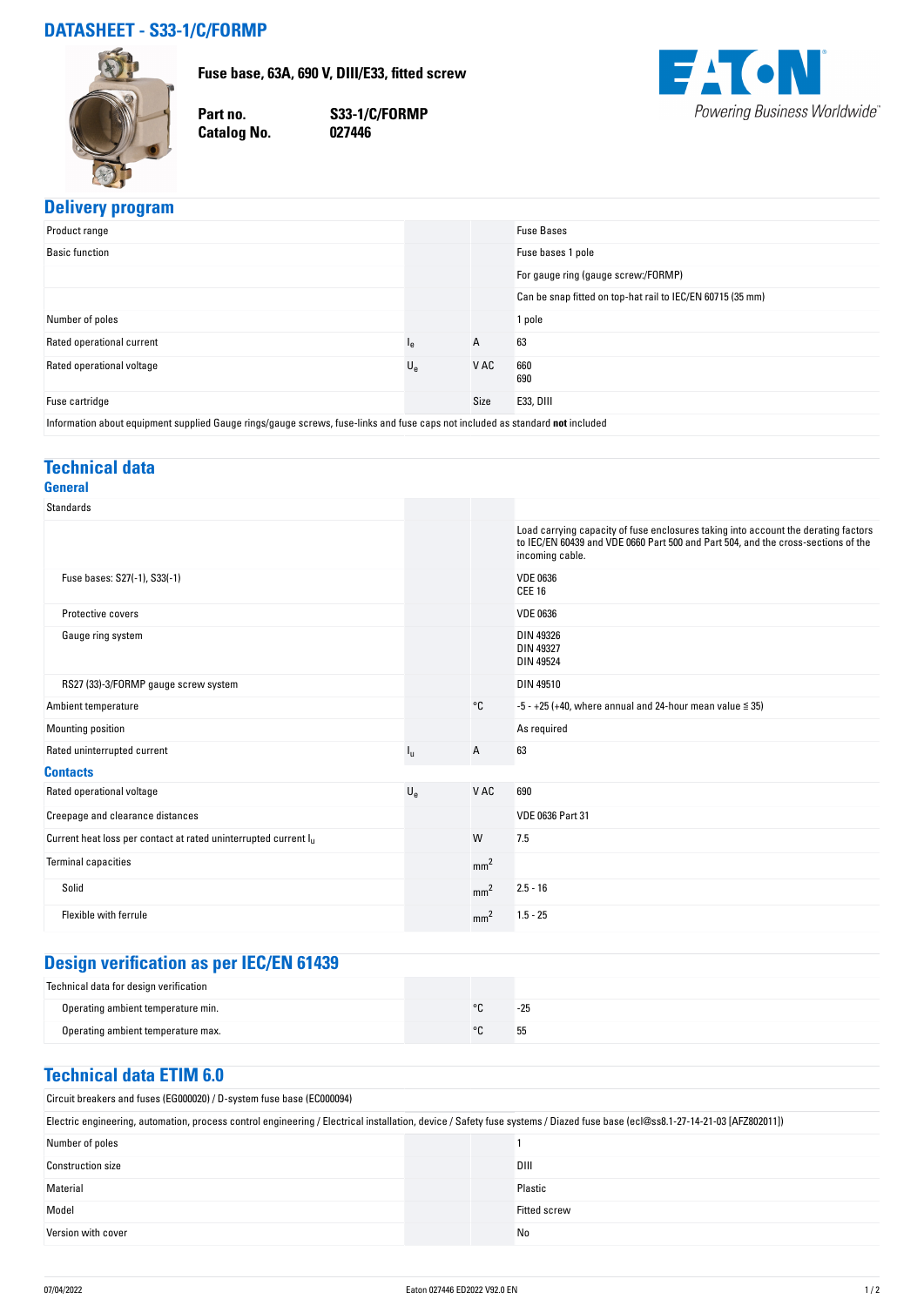# DATASHEET - S33-1/C/FORMP

**Fuse base, 63A, 690 V, DIII/E33, fitted screw**

| | |
|---|---|
| **Part no.** | **S33-1/C/FORMP** |
| **Catalog No.** | **027446** |

EATON
Powering Business Worldwide

## Delivery program

| | | | |
|---|---|---|---|
| Product range | | | Fuse Bases |
| Basic function | | | Fuse bases 1 pole<br>For gauge ring (gauge screw:/FORMP) |
| | | | Can be snap fitted on top-hat rail to IEC/EN 60715 (35 mm) |
| Number of poles | | | 1 pole |
| Rated operational current | $I_e$ | A | 63 |
| Rated operational voltage | $U_e$ | V AC | 660<br>690 |
| Fuse cartridge | | Size | E33, DIII |
| Information about equipment supplied Gauge rings/gauge screws, fuse-links and fuse caps not included as standard **not** included | | | |

## Technical data

### General

| | | | |
|---|---|---|---|
| Standards | | | |
| | | | Load carrying capacity of fuse enclosures taking into account the derating factors to IEC/EN 60439 and VDE 0660 Part 500 and Part 504, and the cross-sections of the incoming cable. |
| Fuse bases: S27(-1), S33(-1) | | | VDE 0636<br>CEE 16 |
| Protective covers | | | VDE 0636 |
| Gauge ring system | | | DIN 49326<br>DIN 49327<br>DIN 49524 |
| RS27 (33)-3/FORMP gauge screw system | | | DIN 49510 |
| Ambient temperature | | °C | -5 - +25 (+40, where annual and 24-hour mean value ≤ 35) |
| Mounting position | | | As required |
| Rated uninterrupted current | $I_u$ | A | 63 |

### Contacts

| | | | |
|---|---|---|---|
| Rated operational voltage | $U_e$ | V AC | 690 |
| Creepage and clearance distances | | | VDE 0636 Part 31 |
| Current heat loss per contact at rated uninterrupted current $I_u$ | | W | 7.5 |
| Terminal capacities | | $mm^2$ | |
| Solid | | $mm^2$ | 2.5 - 16 |
| Flexible with ferrule | | $mm^2$ | 1.5 - 25 |

## Design verification as per IEC/EN 61439

| | | | |
|---|---|---|---|
| Technical data for design verification | | | |
| Operating ambient temperature min. | | °C | -25 |
| Operating ambient temperature max. | | °C | 55 |

## Technical data ETIM 6.0

| | | | |
|---|---|---|---|
| Circuit breakers and fuses (EG000020) / D-system fuse base (EC000094) | | | |
| Electric engineering, automation, process control engineering / Electrical installation, device / Safety fuse systems / Diazed fuse base (ecl@ss8.1-27-14-21-03 [AFZ802011]) | | | |
| Number of poles | | | 1 |
| Construction size | | | DIII |
| Material | | | Plastic |
| Model | | | Fitted screw |
| Version with cover | | | No |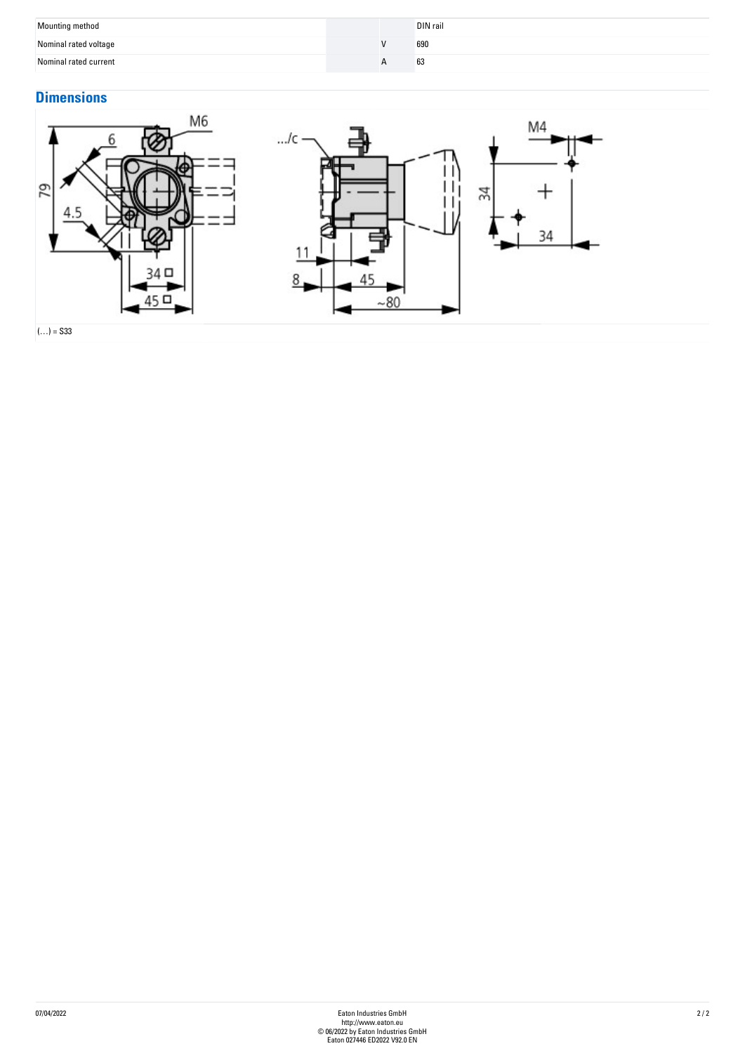| | | |
|---|---|---|
| Mounting method | | DIN rail |
| Nominal rated voltage | V | 690 |
| Nominal rated current | A | 63 |

## Dimensions

M6
6
79
4.5
34 □
45 □
.../c
11
8
45
~80
M4
34
34

(…) = S33